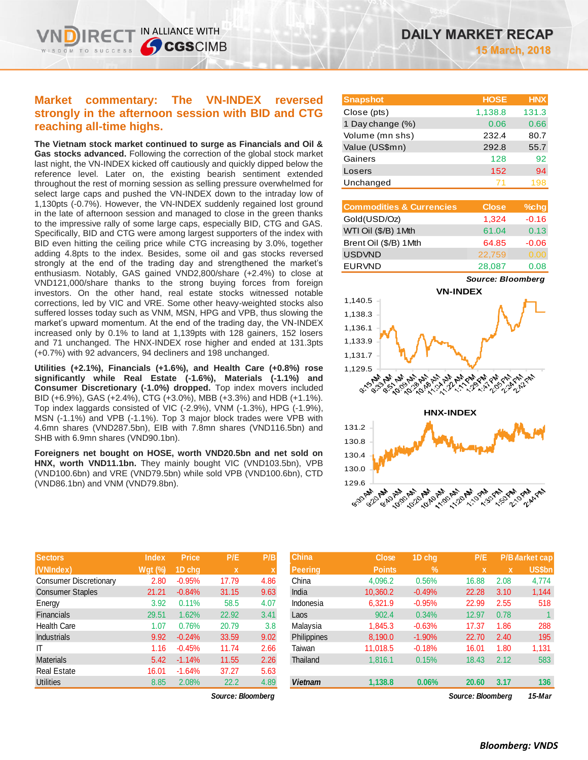# DAILY MARKET RECAP

**15 March, 2018**

## Market commentary: The VN-INDEX reversed strongly in the afternoon session with BID and CTG reaching all-time highs.

**The Vietnam stock market continued to surge as Financials and Oil & Gas stocks advanced.** Following the correction of the global stock market last night, the VN-INDEX kicked off cautiously and quickly dipped below the reference level. Later on, the existing bearish sentiment extended throughout the rest of morning session as selling pressure overwhelmed for select large caps and pushed the VN-INDEX down to the intraday low of 1,130pts (-0.7%). However, the VN-INDEX suddenly regained lost ground in the late of afternoon session and managed to close in the green thanks to the impressive rally of some large caps, especially BID, CTG and GAS. Specifically, BID and CTG were among largest supporters of the index with BID even hitting the ceiling price while CTG increasing by 3.0%, together adding 4.8pts to the index. Besides, some oil and gas stocks reversed strongly at the end of the trading day and strengthened the market's enthusiasm. Notably, GAS gained VND2,800/share (+2.4%) to close at VND121,000/share thanks to the strong buying forces from foreign investors. On the other hand, real estate stocks witnessed notable corrections, led by VIC and VRE. Some other heavy-weighted stocks also suffered losses today such as VNM, MSN, HPG and VPB, thus slowing the market's upward momentum. At the end of the trading day, the VN-INDEX increased only by 0.1% to land at 1,139pts with 128 gainers, 152 losers and 71 unchanged. The HNX-INDEX rose higher and ended at 131.3pts (+0.7%) with 92 advancers, 94 decliners and 198 unchanged.

**Utilities (+2.1%), Financials (+1.6%), and Health Care (+0.8%) rose significantly while Real Estate (-1.6%), Materials (-1.1%) and Consumer Discretionary (-1.0%) dropped.** Top index movers included BID (+6.9%), GAS (+2.4%), CTG (+3.0%), MBB (+3.3%) and HDB (+1.1%). Top index laggards consisted of VIC (-2.9%), VNM (-1.3%), HPG (-1.9%), MSN (-1.1%) and VPB (-1.1%). Top 3 major block trades were VPB with 4.6mn shares (VND287.5bn), EIB with 7.8mn shares (VND116.5bn) and SHB with 6.9mn shares (VND90.1bn).

**Foreigners net bought on HOSE, worth VND20.5bn and net sold on HNX, worth VND11.1bn.** They mainly bought VIC (VND103.5bn), VPB (VND100.6bn) and VRE (VND79.5bn) while sold VPB (VND100.6bn), CTD (VND86.1bn) and VNM (VND79.8bn).

| Snapshot | HOSE | HNX |
|---|---|---|
| Close (pts) | 1,138.8 | 131.3 |
| 1 Day change (%) | 0.06 | 0.66 |
| Volume (mn shs) | 232.4 | 80.7 |
| Value (US$mn) | 292.8 | 55.7 |
| Gainers | 128 | 92 |
| Losers | 152 | 94 |
| Unchanged | 71 | 198 |

| Commodities & Currencies | Close | %chg |
|---|---|---|
| Gold(USD/Oz) | 1,324 | -0.16 |
| WTI Oil ($/B) 1Mth | 61.04 | 0.13 |
| Brent Oil ($/B) 1Mth | 64.85 | -0.06 |
| USDVND | 22,759 | 0.00 |
| EURVND | 28,087 | 0.08 |

*Source: Bloomberg*

**VN-INDEX**

**HNX-INDEX**

| Sectors (VNIndex) | Index Wgt (%) | Price 1D chg | P/E x | P/B x |
|---|---|---|---|---|
| Consumer Discretionary | 2.80 | -0.95% | 17.79 | 4.86 |
| Consumer Staples | 21.21 | -0.84% | 31.15 | 9.63 |
| Energy | 3.92 | 0.11% | 58.5 | 4.07 |
| Financials | 29.51 | 1.62% | 22.92 | 3.41 |
| Health Care | 1.07 | 0.76% | 20.79 | 3.8 |
| Industrials | 9.92 | -0.24% | 33.59 | 9.02 |
| IT | 1.16 | -0.45% | 11.74 | 2.66 |
| Materials | 5.42 | -1.14% | 11.55 | 2.26 |
| Real Estate | 16.01 | -1.64% | 37.27 | 5.63 |
| Utilities | 8.85 | 2.08% | 22.2 | 4.89 |

*Source: Bloomberg*

| China Peering | Close Points | 1D chg % | P/E x | P/B x | Market cap US$bn |
|---|---|---|---|---|---|
| China | 4,096.2 | 0.56% | 16.88 | 2.08 | 4,774 |
| India | 10,360.2 | -0.49% | 22.28 | 3.10 | 1,144 |
| Indonesia | 6,321.9 | -0.95% | 22.99 | 2.55 | 518 |
| Laos | 902.4 | 0.34% | 12.97 | 0.78 | 1 |
| Malaysia | 1,845.3 | -0.63% | 17.37 | 1.86 | 288 |
| Philippines | 8,190.0 | -1.90% | 22.70 | 2.40 | 195 |
| Taiwan | 11,018.5 | -0.18% | 16.01 | 1.80 | 1,131 |
| Thailand | 1,816.1 | 0.15% | 18.43 | 2.12 | 583 |
| **Vietnam** | **1,138.8** | **0.06%** | **20.60** | **3.17** | **136** |

*Source: Bloomberg* *15-Mar*

***Bloomberg: VNDS***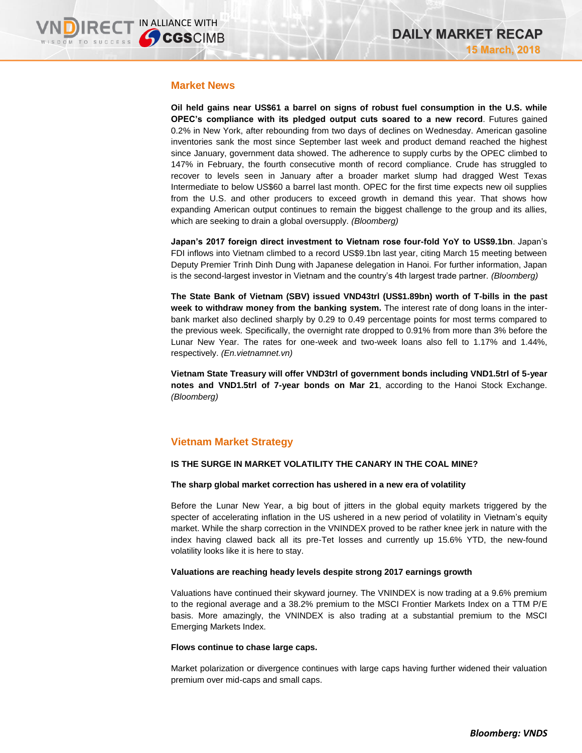## Market News

**Oil held gains near US$61 a barrel on signs of robust fuel consumption in the U.S. while OPEC's compliance with its pledged output cuts soared to a new record**. Futures gained 0.2% in New York, after rebounding from two days of declines on Wednesday. American gasoline inventories sank the most since September last week and product demand reached the highest since January, government data showed. The adherence to supply curbs by the OPEC climbed to 147% in February, the fourth consecutive month of record compliance. Crude has struggled to recover to levels seen in January after a broader market slump had dragged West Texas Intermediate to below US$60 a barrel last month. OPEC for the first time expects new oil supplies from the U.S. and other producers to exceed growth in demand this year. That shows how expanding American output continues to remain the biggest challenge to the group and its allies, which are seeking to drain a global oversupply. *(Bloomberg)*

**Japan's 2017 foreign direct investment to Vietnam rose four-fold YoY to US$9.1bn**. Japan's FDI inflows into Vietnam climbed to a record US$9.1bn last year, citing March 15 meeting between Deputy Premier Trinh Dinh Dung with Japanese delegation in Hanoi. For further information, Japan is the second-largest investor in Vietnam and the country's 4th largest trade partner. *(Bloomberg)*

**The State Bank of Vietnam (SBV) issued VND43trl (US$1.89bn) worth of T-bills in the past week to withdraw money from the banking system.** The interest rate of dong loans in the inter-bank market also declined sharply by 0.29 to 0.49 percentage points for most terms compared to the previous week. Specifically, the overnight rate dropped to 0.91% from more than 3% before the Lunar New Year. The rates for one-week and two-week loans also fell to 1.17% and 1.44%, respectively. *(En.vietnamnet.vn)*

**Vietnam State Treasury will offer VND3trl of government bonds including VND1.5trl of 5-year notes and VND1.5trl of 7-year bonds on Mar 21**, according to the Hanoi Stock Exchange. *(Bloomberg)*

## Vietnam Market Strategy

**IS THE SURGE IN MARKET VOLATILITY THE CANARY IN THE COAL MINE?**

**The sharp global market correction has ushered in a new era of volatility**

Before the Lunar New Year, a big bout of jitters in the global equity markets triggered by the specter of accelerating inflation in the US ushered in a new period of volatility in Vietnam's equity market. While the sharp correction in the VNINDEX proved to be rather knee jerk in nature with the index having clawed back all its pre-Tet losses and currently up 15.6% YTD, the new-found volatility looks like it is here to stay.

**Valuations are reaching heady levels despite strong 2017 earnings growth**

Valuations have continued their skyward journey. The VNINDEX is now trading at a 9.6% premium to the regional average and a 38.2% premium to the MSCI Frontier Markets Index on a TTM P/E basis. More amazingly, the VNINDEX is also trading at a substantial premium to the MSCI Emerging Markets Index.

**Flows continue to chase large caps.**

Market polarization or divergence continues with large caps having further widened their valuation premium over mid-caps and small caps.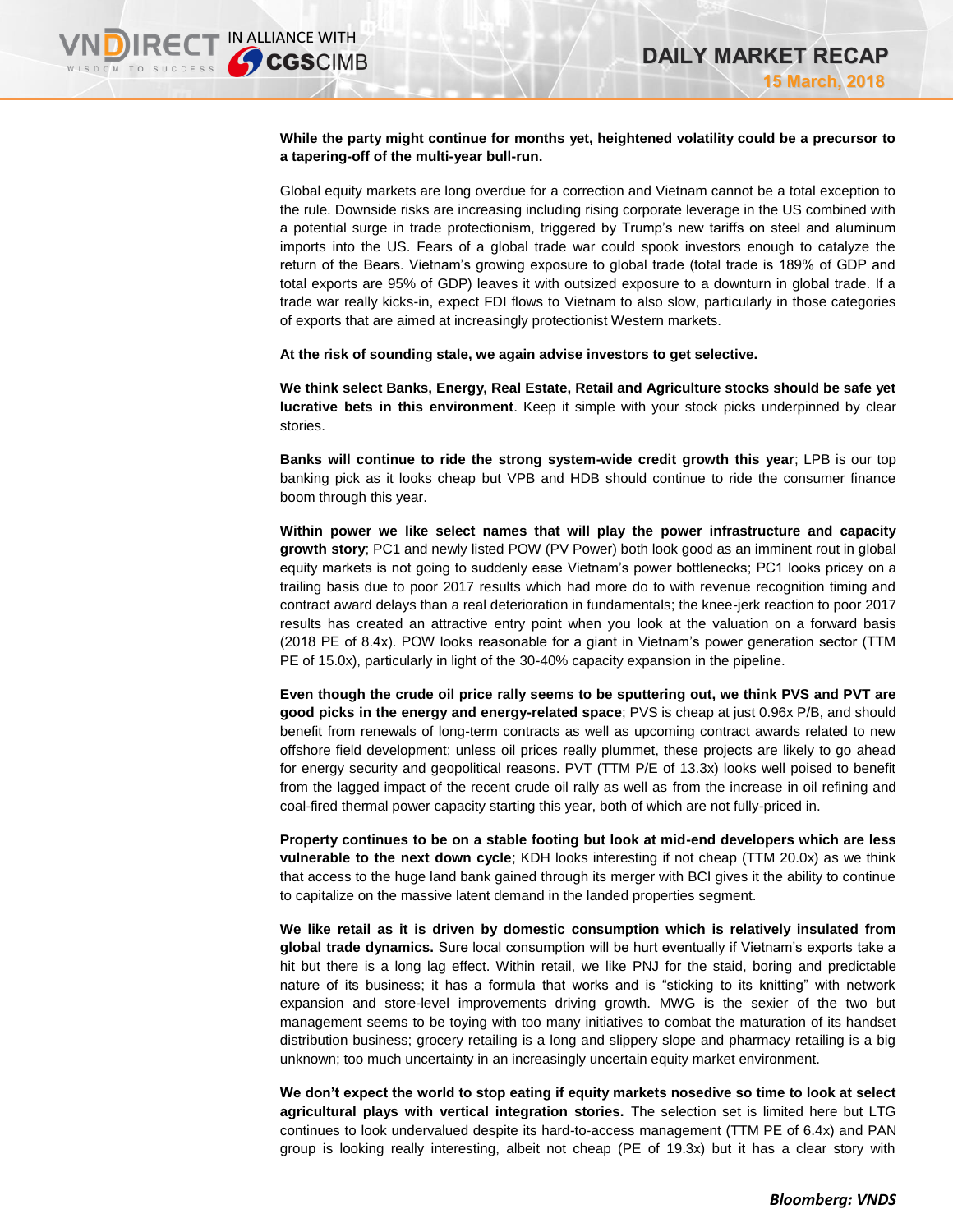**While the party might continue for months yet, heightened volatility could be a precursor to a tapering-off of the multi-year bull-run.**

Global equity markets are long overdue for a correction and Vietnam cannot be a total exception to the rule. Downside risks are increasing including rising corporate leverage in the US combined with a potential surge in trade protectionism, triggered by Trump's new tariffs on steel and aluminum imports into the US. Fears of a global trade war could spook investors enough to catalyze the return of the Bears. Vietnam's growing exposure to global trade (total trade is 189% of GDP and total exports are 95% of GDP) leaves it with outsized exposure to a downturn in global trade. If a trade war really kicks-in, expect FDI flows to Vietnam to also slow, particularly in those categories of exports that are aimed at increasingly protectionist Western markets.

**At the risk of sounding stale, we again advise investors to get selective.**

**We think select Banks, Energy, Real Estate, Retail and Agriculture stocks should be safe yet lucrative bets in this environment**. Keep it simple with your stock picks underpinned by clear stories.

**Banks will continue to ride the strong system-wide credit growth this year**; LPB is our top banking pick as it looks cheap but VPB and HDB should continue to ride the consumer finance boom through this year.

**Within power we like select names that will play the power infrastructure and capacity growth story**; PC1 and newly listed POW (PV Power) both look good as an imminent rout in global equity markets is not going to suddenly ease Vietnam's power bottlenecks; PC1 looks pricey on a trailing basis due to poor 2017 results which had more do to with revenue recognition timing and contract award delays than a real deterioration in fundamentals; the knee-jerk reaction to poor 2017 results has created an attractive entry point when you look at the valuation on a forward basis (2018 PE of 8.4x). POW looks reasonable for a giant in Vietnam's power generation sector (TTM PE of 15.0x), particularly in light of the 30-40% capacity expansion in the pipeline.

**Even though the crude oil price rally seems to be sputtering out, we think PVS and PVT are good picks in the energy and energy-related space**; PVS is cheap at just 0.96x P/B, and should benefit from renewals of long-term contracts as well as upcoming contract awards related to new offshore field development; unless oil prices really plummet, these projects are likely to go ahead for energy security and geopolitical reasons. PVT (TTM P/E of 13.3x) looks well poised to benefit from the lagged impact of the recent crude oil rally as well as from the increase in oil refining and coal-fired thermal power capacity starting this year, both of which are not fully-priced in.

**Property continues to be on a stable footing but look at mid-end developers which are less vulnerable to the next down cycle**; KDH looks interesting if not cheap (TTM 20.0x) as we think that access to the huge land bank gained through its merger with BCI gives it the ability to continue to capitalize on the massive latent demand in the landed properties segment.

**We like retail as it is driven by domestic consumption which is relatively insulated from global trade dynamics.** Sure local consumption will be hurt eventually if Vietnam's exports take a hit but there is a long lag effect. Within retail, we like PNJ for the staid, boring and predictable nature of its business; it has a formula that works and is "sticking to its knitting" with network expansion and store-level improvements driving growth. MWG is the sexier of the two but management seems to be toying with too many initiatives to combat the maturation of its handset distribution business; grocery retailing is a long and slippery slope and pharmacy retailing is a big unknown; too much uncertainty in an increasingly uncertain equity market environment.

**We don't expect the world to stop eating if equity markets nosedive so time to look at select agricultural plays with vertical integration stories.** The selection set is limited here but LTG continues to look undervalued despite its hard-to-access management (TTM PE of 6.4x) and PAN group is looking really interesting, albeit not cheap (PE of 19.3x) but it has a clear story with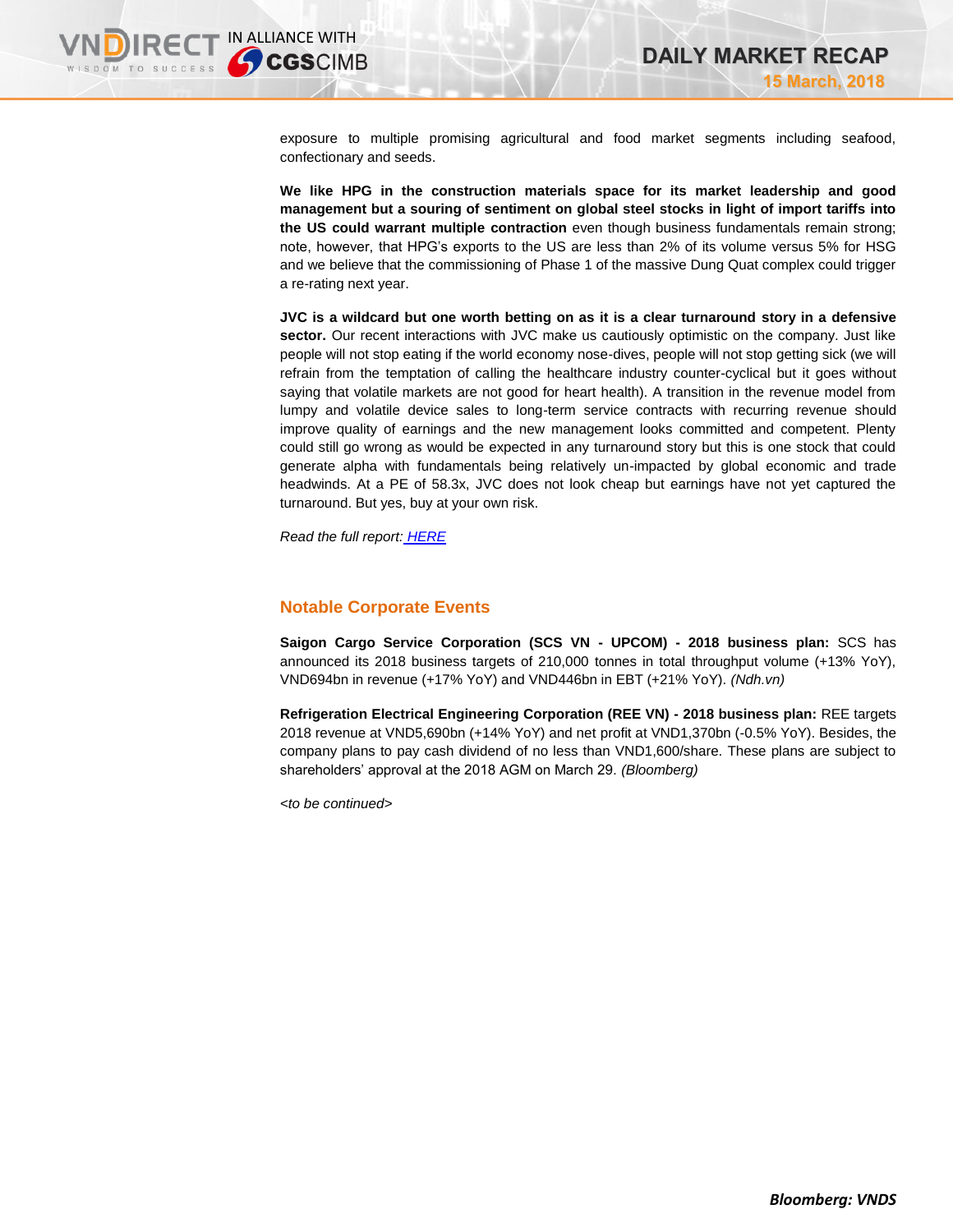exposure to multiple promising agricultural and food market segments including seafood, confectionary and seeds.

**We like HPG in the construction materials space for its market leadership and good management but a souring of sentiment on global steel stocks in light of import tariffs into the US could warrant multiple contraction** even though business fundamentals remain strong; note, however, that HPG's exports to the US are less than 2% of its volume versus 5% for HSG and we believe that the commissioning of Phase 1 of the massive Dung Quat complex could trigger a re-rating next year.

**JVC is a wildcard but one worth betting on as it is a clear turnaround story in a defensive sector.** Our recent interactions with JVC make us cautiously optimistic on the company. Just like people will not stop eating if the world economy nose-dives, people will not stop getting sick (we will refrain from the temptation of calling the healthcare industry counter-cyclical but it goes without saying that volatile markets are not good for heart health). A transition in the revenue model from lumpy and volatile device sales to long-term service contracts with recurring revenue should improve quality of earnings and the new management looks committed and competent. Plenty could still go wrong as would be expected in any turnaround story but this is one stock that could generate alpha with fundamentals being relatively un-impacted by global economic and trade headwinds. At a PE of 58.3x, JVC does not look cheap but earnings have not yet captured the turnaround. But yes, buy at your own risk.

*Read the full report: HERE*

## Notable Corporate Events

**Saigon Cargo Service Corporation (SCS VN - UPCOM) - 2018 business plan:** SCS has announced its 2018 business targets of 210,000 tonnes in total throughput volume (+13% YoY), VND694bn in revenue (+17% YoY) and VND446bn in EBT (+21% YoY). *(Ndh.vn)*

**Refrigeration Electrical Engineering Corporation (REE VN) - 2018 business plan:** REE targets 2018 revenue at VND5,690bn (+14% YoY) and net profit at VND1,370bn (-0.5% YoY). Besides, the company plans to pay cash dividend of no less than VND1,600/share. These plans are subject to shareholders' approval at the 2018 AGM on March 29. *(Bloomberg)*

*<to be continued>*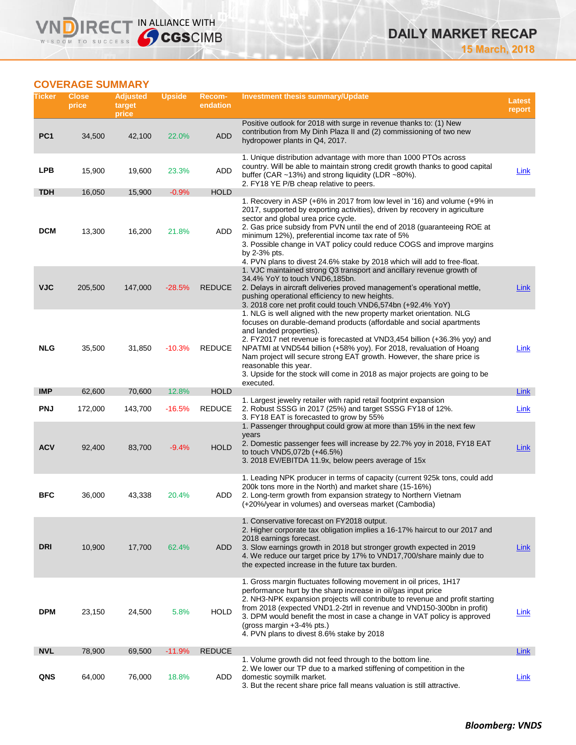## COVERAGE SUMMARY

| Ticker | Close price | Adjusted target price | Upside | Recom-endation | Investment thesis summary/Update | Latest report |
|---|---|---|---|---|---|---|
| PC1 | 34,500 | 42,100 | 22.0% | ADD | Positive outlook for 2018 with surge in revenue thanks to: (1) New contribution from My Dinh Plaza II and (2) commissioning of two new hydropower plants in Q4, 2017. | |
| LPB | 15,900 | 19,600 | 23.3% | ADD | 1. Unique distribution advantage with more than 1000 PTOs across country. Will be able to maintain strong credit growth thanks to good capital buffer (CAR ~13%) and strong liquidity (LDR ~80%).<br>2. FY18 YE P/B cheap relative to peers. | Link |
| TDH | 16,050 | 15,900 | -0.9% | HOLD | | |
| DCM | 13,300 | 16,200 | 21.8% | ADD | 1. Recovery in ASP (+6% in 2017 from low level in '16) and volume (+9% in 2017, supported by exporting activities), driven by recovery in agriculture sector and global urea price cycle.<br>2. Gas price subsidy from PVN until the end of 2018 (guaranteeing ROE at minimum 12%), preferential income tax rate of 5%<br>3. Possible change in VAT policy could reduce COGS and improve margins by 2-3% pts.<br>4. PVN plans to divest 24.6% stake by 2018 which will add to free-float. | |
| VJC | 205,500 | 147,000 | -28.5% | REDUCE | 1. VJC maintained strong Q3 transport and ancillary revenue growth of 34.4% YoY to touch VND6,185bn.<br>2. Delays in aircraft deliveries proved management's operational mettle, pushing operational efficiency to new heights.<br>3. 2018 core net profit could touch VND6,574bn (+92.4% YoY) | Link |
| NLG | 35,500 | 31,850 | -10.3% | REDUCE | 1. NLG is well aligned with the new property market orientation. NLG focuses on durable-demand products (affordable and social apartments and landed properties).<br>2. FY2017 net revenue is forecasted at VND3,454 billion (+36.3% yoy) and NPATMI at VND544 billion (+58% yoy). For 2018, revaluation of Hoang Nam project will secure strong EAT growth. However, the share price is reasonable this year.<br>3. Upside for the stock will come in 2018 as major projects are going to be executed. | Link |
| IMP | 62,600 | 70,600 | 12.8% | HOLD | | Link |
| PNJ | 172,000 | 143,700 | -16.5% | REDUCE | 1. Largest jewelry retailer with rapid retail footprint expansion<br>2. Robust SSSG in 2017 (25%) and target SSSG FY18 of 12%.<br>3. FY18 EAT is forecasted to grow by 55% | Link |
| ACV | 92,400 | 83,700 | -9.4% | HOLD | 1. Passenger throughput could grow at more than 15% in the next few years<br>2. Domestic passenger fees will increase by 22.7% yoy in 2018, FY18 EAT to touch VND5,072b (+46.5%)<br>3. 2018 EV/EBITDA 11.9x, below peers average of 15x | Link |
| BFC | 36,000 | 43,338 | 20.4% | ADD | 1. Leading NPK producer in terms of capacity (current 925k tons, could add 200k tons more in the North) and market share (15-16%)<br>2. Long-term growth from expansion strategy to Northern Vietnam (+20%/year in volumes) and overseas market (Cambodia) | |
| DRI | 10,900 | 17,700 | 62.4% | ADD | 1. Conservative forecast on FY2018 output.<br>2. Higher corporate tax obligation implies a 16-17% haircut to our 2017 and 2018 earnings forecast.<br>3. Slow earnings growth in 2018 but stronger growth expected in 2019<br>4. We reduce our target price by 17% to VND17,700/share mainly due to the expected increase in the future tax burden. | Link |
| DPM | 23,150 | 24,500 | 5.8% | HOLD | 1. Gross margin fluctuates following movement in oil prices, 1H17 performance hurt by the sharp increase in oil/gas input price<br>2. NH3-NPK expansion projects will contribute to revenue and profit starting from 2018 (expected VND1.2-2trl in revenue and VND150-300bn in profit)<br>3. DPM would benefit the most in case a change in VAT policy is approved (gross margin +3-4% pts.)<br>4. PVN plans to divest 8.6% stake by 2018 | Link |
| NVL | 78,900 | 69,500 | -11.9% | REDUCE | | Link |
| QNS | 64,000 | 76,000 | 18.8% | ADD | 1. Volume growth did not feed through to the bottom line.<br>2. We lower our TP due to a marked stiffening of competition in the domestic soymilk market.<br>3. But the recent share price fall means valuation is still attractive. | Link |

***Bloomberg: VNDS***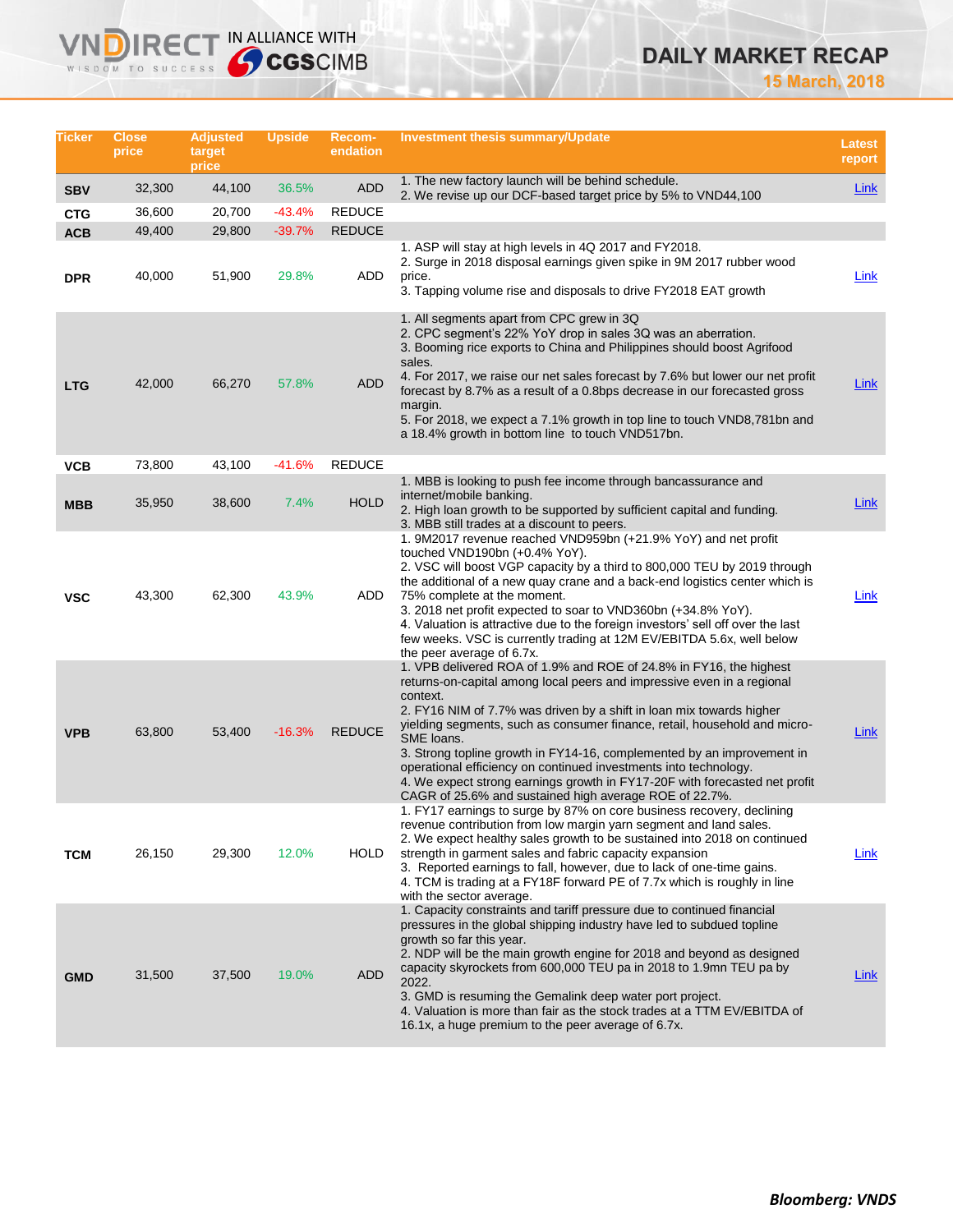| Ticker | Close price | Adjusted target price | Upside | Recom-endation | Investment thesis summary/Update | Latest report |
|---|---|---|---|---|---|---|
| SBV | 32,300 | 44,100 | 36.5% | ADD | 1. The new factory launch will be behind schedule.<br>2. We revise up our DCF-based target price by 5% to VND44,100 | Link |
| CTG | 36,600 | 20,700 | -43.4% | REDUCE | | |
| ACB | 49,400 | 29,800 | -39.7% | REDUCE | | |
| DPR | 40,000 | 51,900 | 29.8% | ADD | 1. ASP will stay at high levels in 4Q 2017 and FY2018.<br>2. Surge in 2018 disposal earnings given spike in 9M 2017 rubber wood price.<br>3. Tapping volume rise and disposals to drive FY2018 EAT growth | Link |
| LTG | 42,000 | 66,270 | 57.8% | ADD | 1. All segments apart from CPC grew in 3Q<br>2. CPC segment's 22% YoY drop in sales 3Q was an aberration.<br>3. Booming rice exports to China and Philippines should boost Agrifood sales.<br>4. For 2017, we raise our net sales forecast by 7.6% but lower our net profit forecast by 8.7% as a result of a 0.8bps decrease in our forecasted gross margin.<br>5. For 2018, we expect a 7.1% growth in top line to touch VND8,781bn and a 18.4% growth in bottom line to touch VND517bn. | Link |
| VCB | 73,800 | 43,100 | -41.6% | REDUCE | | |
| MBB | 35,950 | 38,600 | 7.4% | HOLD | 1. MBB is looking to push fee income through bancassurance and internet/mobile banking.<br>2. High loan growth to be supported by sufficient capital and funding.<br>3. MBB still trades at a discount to peers. | Link |
| VSC | 43,300 | 62,300 | 43.9% | ADD | 1. 9M2017 revenue reached VND959bn (+21.9% YoY) and net profit touched VND190bn (+0.4% YoY).<br>2. VSC will boost VGP capacity by a third to 800,000 TEU by 2019 through the additional of a new quay crane and a back-end logistics center which is 75% complete at the moment.<br>3. 2018 net profit expected to soar to VND360bn (+34.8% YoY).<br>4. Valuation is attractive due to the foreign investors' sell off over the last few weeks. VSC is currently trading at 12M EV/EBITDA 5.6x, well below the peer average of 6.7x. | Link |
| VPB | 63,800 | 53,400 | -16.3% | REDUCE | 1. VPB delivered ROA of 1.9% and ROE of 24.8% in FY16, the highest returns-on-capital among local peers and impressive even in a regional context.<br>2. FY16 NIM of 7.7% was driven by a shift in loan mix towards higher yielding segments, such as consumer finance, retail, household and micro-SME loans.<br>3. Strong topline growth in FY14-16, complemented by an improvement in operational efficiency on continued investments into technology.<br>4. We expect strong earnings growth in FY17-20F with forecasted net profit CAGR of 25.6% and sustained high average ROE of 22.7%. | Link |
| TCM | 26,150 | 29,300 | 12.0% | HOLD | 1. FY17 earnings to surge by 87% on core business recovery, declining revenue contribution from low margin yarn segment and land sales.<br>2. We expect healthy sales growth to be sustained into 2018 on continued strength in garment sales and fabric capacity expansion<br>3. Reported earnings to fall, however, due to lack of one-time gains.<br>4. TCM is trading at a FY18F forward PE of 7.7x which is roughly in line with the sector average. | Link |
| GMD | 31,500 | 37,500 | 19.0% | ADD | 1. Capacity constraints and tariff pressure due to continued financial pressures in the global shipping industry have led to subdued topline growth so far this year.<br>2. NDP will be the main growth engine for 2018 and beyond as designed capacity skyrockets from 600,000 TEU pa in 2018 to 1.9mn TEU pa by 2022.<br>3. GMD is resuming the Gemalink deep water port project.<br>4. Valuation is more than fair as the stock trades at a TTM EV/EBITDA of 16.1x, a huge premium to the peer average of 6.7x. | Link |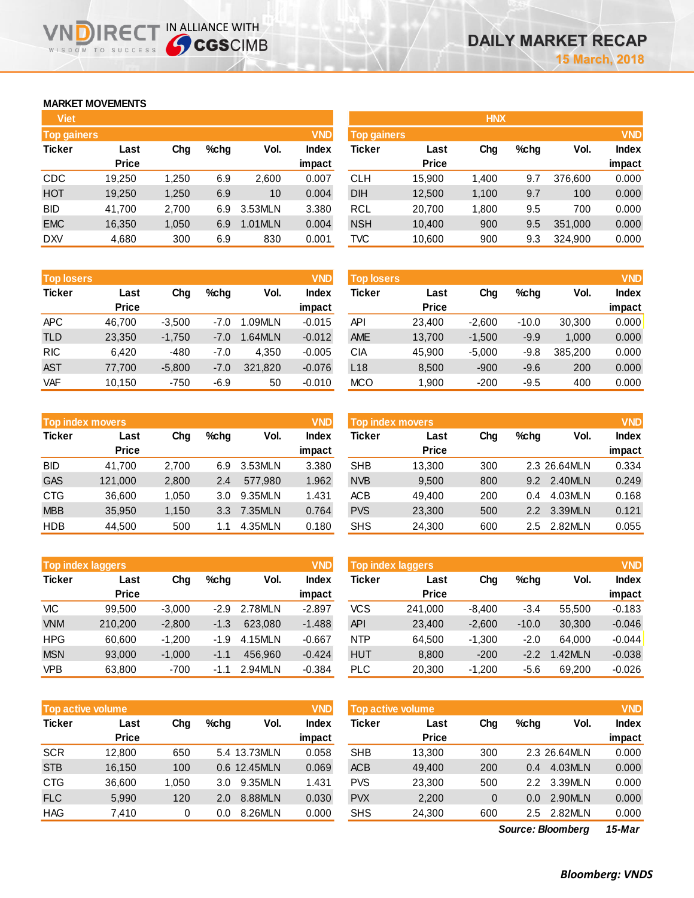# DAILY MARKET RECAP

15 March, 2018

## MARKET MOVEMENTS

### Viet

**Top gainers** (VND)

| Ticker | Last Price | Chg | %chg | Vol. | Index impact |
|---|---|---|---|---|---|
| CDC | 19,250 | 1,250 | 6.9 | 2,600 | 0.007 |
| HOT | 19,250 | 1,250 | 6.9 | 10 | 0.004 |
| BID | 41,700 | 2,700 | 6.9 | 3.53MLN | 3.380 |
| EMC | 16,350 | 1,050 | 6.9 | 1.01MLN | 0.004 |
| DXV | 4,680 | 300 | 6.9 | 830 | 0.001 |

**Top losers** (VND)

| Ticker | Last Price | Chg | %chg | Vol. | Index impact |
|---|---|---|---|---|---|
| APC | 46,700 | -3,500 | -7.0 | 1.09MLN | -0.015 |
| TLD | 23,350 | -1,750 | -7.0 | 1.64MLN | -0.012 |
| RIC | 6,420 | -480 | -7.0 | 4,350 | -0.005 |
| AST | 77,700 | -5,800 | -7.0 | 321,820 | -0.076 |
| VAF | 10,150 | -750 | -6.9 | 50 | -0.010 |

**Top index movers** (VND)

| Ticker | Last Price | Chg | %chg | Vol. | Index impact |
|---|---|---|---|---|---|
| BID | 41,700 | 2,700 | 6.9 | 3.53MLN | 3.380 |
| GAS | 121,000 | 2,800 | 2.4 | 577,980 | 1.962 |
| CTG | 36,600 | 1,050 | 3.0 | 9.35MLN | 1.431 |
| MBB | 35,950 | 1,150 | 3.3 | 7.35MLN | 0.764 |
| HDB | 44,500 | 500 | 1.1 | 4.35MLN | 0.180 |

**Top index laggers** (VND)

| Ticker | Last Price | Chg | %chg | Vol. | Index impact |
|---|---|---|---|---|---|
| VIC | 99,500 | -3,000 | -2.9 | 2.78MLN | -2.897 |
| VNM | 210,200 | -2,800 | -1.3 | 623,080 | -1.488 |
| HPG | 60,600 | -1,200 | -1.9 | 4.15MLN | -0.667 |
| MSN | 93,000 | -1,000 | -1.1 | 456,960 | -0.424 |
| VPB | 63,800 | -700 | -1.1 | 2.94MLN | -0.384 |

**Top active volume** (VND)

| Ticker | Last Price | Chg | %chg | Vol. | Index impact |
|---|---|---|---|---|---|
| SCR | 12,800 | 650 | 5.4 | 13.73MLN | 0.058 |
| STB | 16,150 | 100 | 0.6 | 12.45MLN | 0.069 |
| CTG | 36,600 | 1,050 | 3.0 | 9.35MLN | 1.431 |
| FLC | 5,990 | 120 | 2.0 | 8.88MLN | 0.030 |
| HAG | 7,410 | 0 | 0.0 | 8.26MLN | 0.000 |

### HNX

**Top gainers** (VND)

| Ticker | Last Price | Chg | %chg | Vol. | Index impact |
|---|---|---|---|---|---|
| CLH | 15,900 | 1,400 | 9.7 | 376,600 | 0.000 |
| DIH | 12,500 | 1,100 | 9.7 | 100 | 0.000 |
| RCL | 20,700 | 1,800 | 9.5 | 700 | 0.000 |
| NSH | 10,400 | 900 | 9.5 | 351,000 | 0.000 |
| TVC | 10,600 | 900 | 9.3 | 324,900 | 0.000 |

**Top losers** (VND)

| Ticker | Last Price | Chg | %chg | Vol. | Index impact |
|---|---|---|---|---|---|
| API | 23,400 | -2,600 | -10.0 | 30,300 | 0.000 |
| AME | 13,700 | -1,500 | -9.9 | 1,000 | 0.000 |
| CIA | 45,900 | -5,000 | -9.8 | 385,200 | 0.000 |
| L18 | 8,500 | -900 | -9.6 | 200 | 0.000 |
| MCO | 1,900 | -200 | -9.5 | 400 | 0.000 |

**Top index movers** (VND)

| Ticker | Last Price | Chg | %chg | Vol. | Index impact |
|---|---|---|---|---|---|
| SHB | 13,300 | 300 | 2.3 | 26.64MLN | 0.334 |
| NVB | 9,500 | 800 | 9.2 | 2.40MLN | 0.249 |
| ACB | 49,400 | 200 | 0.4 | 4.03MLN | 0.168 |
| PVS | 23,300 | 500 | 2.2 | 3.39MLN | 0.121 |
| SHS | 24,300 | 600 | 2.5 | 2.82MLN | 0.055 |

**Top index laggers** (VND)

| Ticker | Last Price | Chg | %chg | Vol. | Index impact |
|---|---|---|---|---|---|
| VCS | 241,000 | -8,400 | -3.4 | 55,500 | -0.183 |
| API | 23,400 | -2,600 | -10.0 | 30,300 | -0.046 |
| NTP | 64,500 | -1,300 | -2.0 | 64,000 | -0.044 |
| HUT | 8,800 | -200 | -2.2 | 1.42MLN | -0.038 |
| PLC | 20,300 | -1,200 | -5.6 | 69,200 | -0.026 |

**Top active volume** (VND)

| Ticker | Last Price | Chg | %chg | Vol. | Index impact |
|---|---|---|---|---|---|
| SHB | 13,300 | 300 | 2.3 | 26.64MLN | 0.000 |
| ACB | 49,400 | 200 | 0.4 | 4.03MLN | 0.000 |
| PVS | 23,300 | 500 | 2.2 | 3.39MLN | 0.000 |
| PVX | 2,200 | 0 | 0.0 | 2.90MLN | 0.000 |
| SHS | 24,300 | 600 | 2.5 | 2.82MLN | 0.000 |

*Source: Bloomberg* *15-Mar*

***Bloomberg: VNDS***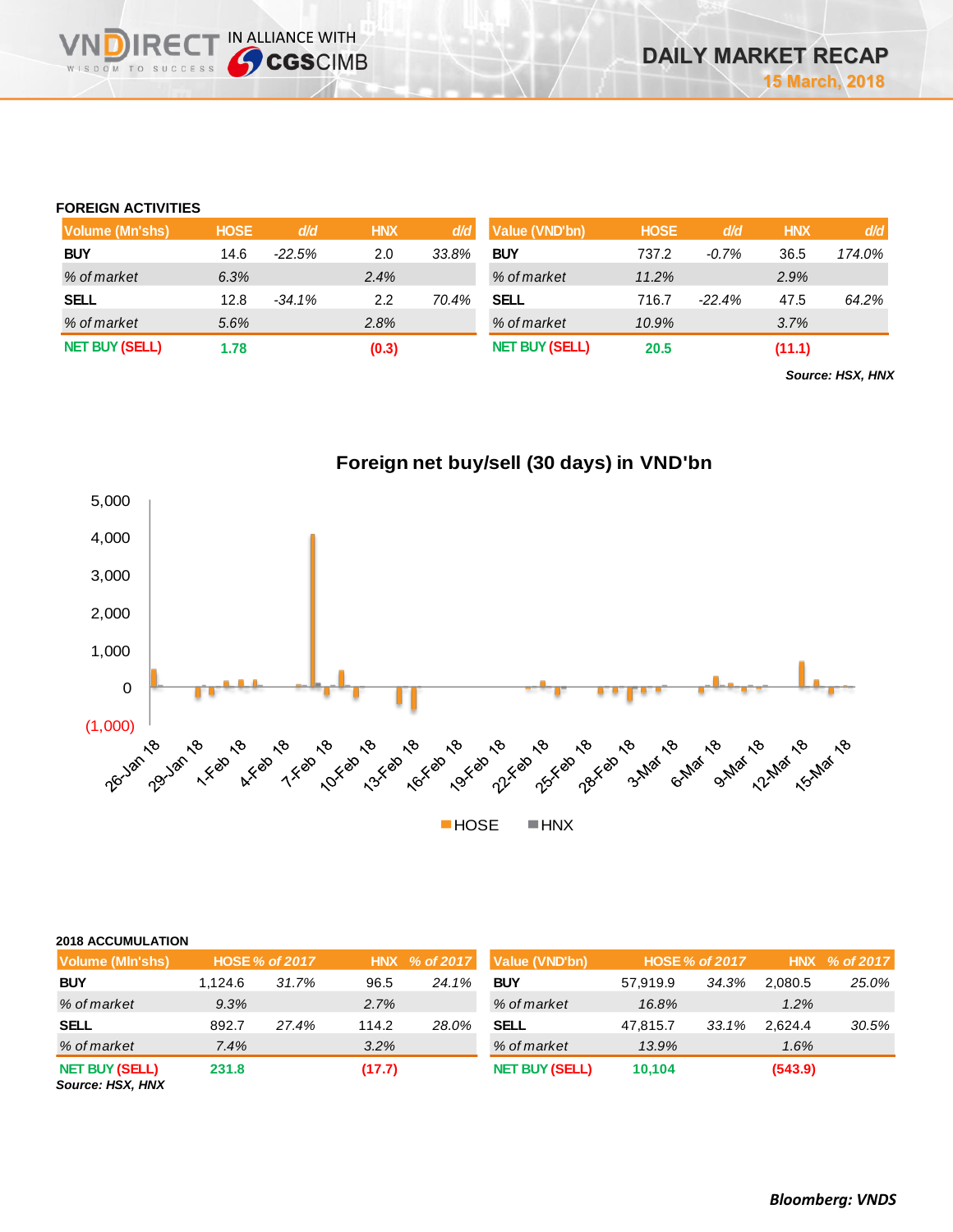## FOREIGN ACTIVITIES

| Volume (Mn'shs) | HOSE | d/d | HNX | d/d |
|---|---|---|---|---|
| BUY | 14.6 | -22.5% | 2.0 | 33.8% |
| % of market | 6.3% | | 2.4% | |
| SELL | 12.8 | -34.1% | 2.2 | 70.4% |
| % of market | 5.6% | | 2.8% | |
| NET BUY (SELL) | 1.78 | | (0.3) | |

| Value (VND'bn) | HOSE | d/d | HNX | d/d |
|---|---|---|---|---|
| BUY | 737.2 | -0.7% | 36.5 | 174.0% |
| % of market | 11.2% | | 2.9% | |
| SELL | 716.7 | -22.4% | 47.5 | 64.2% |
| % of market | 10.9% | | 3.7% | |
| NET BUY (SELL) | 20.5 | | (11.1) | |

*Source: HSX, HNX*

**Foreign net buy/sell (30 days) in VND'bn**

## 2018 ACCUMULATION

| Volume (Mln'shs) | HOSE | % of 2017 | HNX | % of 2017 |
|---|---|---|---|---|
| BUY | 1,124.6 | 31.7% | 96.5 | 24.1% |
| % of market | 9.3% | | 2.7% | |
| SELL | 892.7 | 27.4% | 114.2 | 28.0% |
| % of market | 7.4% | | 3.2% | |
| NET BUY (SELL) | 231.8 | | (17.7) | |

| Value (VND'bn) | HOSE | % of 2017 | HNX | % of 2017 |
|---|---|---|---|---|
| BUY | 57,919.9 | 34.3% | 2,080.5 | 25.0% |
| % of market | 16.8% | | 1.2% | |
| SELL | 47,815.7 | 33.1% | 2,624.4 | 30.5% |
| % of market | 13.9% | | 1.6% | |
| NET BUY (SELL) | 10,104 | | (543.9) | |

*Source: HSX, HNX*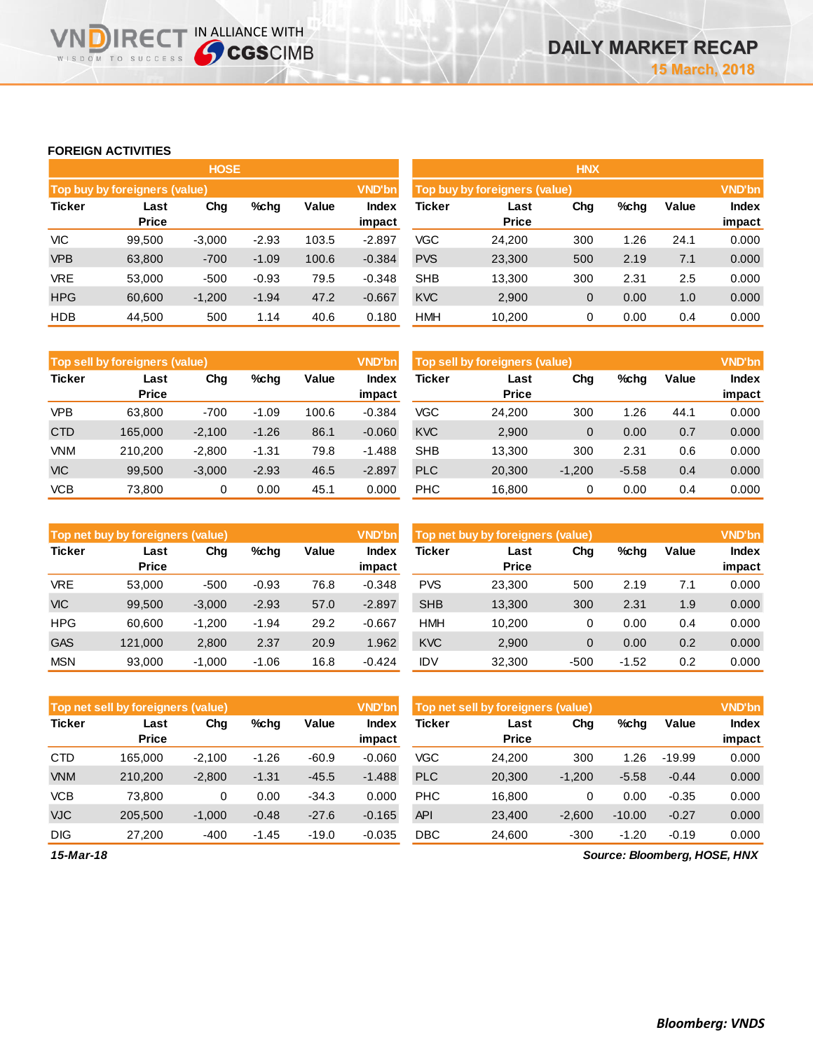## FOREIGN ACTIVITIES

### HOSE

**Top buy by foreigners (value)** — VND'bn

| Ticker | Last Price | Chg | %chg | Value | Index impact |
|---|---|---|---|---|---|
| VIC | 99,500 | -3,000 | -2.93 | 103.5 | -2.897 |
| VPB | 63,800 | -700 | -1.09 | 100.6 | -0.384 |
| VRE | 53,000 | -500 | -0.93 | 79.5 | -0.348 |
| HPG | 60,600 | -1,200 | -1.94 | 47.2 | -0.667 |
| HDB | 44,500 | 500 | 1.14 | 40.6 | 0.180 |

**Top sell by foreigners (value)** — VND'bn

| Ticker | Last Price | Chg | %chg | Value | Index impact |
|---|---|---|---|---|---|
| VPB | 63,800 | -700 | -1.09 | 100.6 | -0.384 |
| CTD | 165,000 | -2,100 | -1.26 | 86.1 | -0.060 |
| VNM | 210,200 | -2,800 | -1.31 | 79.8 | -1.488 |
| VIC | 99,500 | -3,000 | -2.93 | 46.5 | -2.897 |
| VCB | 73,800 | 0 | 0.00 | 45.1 | 0.000 |

**Top net buy by foreigners (value)** — VND'bn

| Ticker | Last Price | Chg | %chg | Value | Index impact |
|---|---|---|---|---|---|
| VRE | 53,000 | -500 | -0.93 | 76.8 | -0.348 |
| VIC | 99,500 | -3,000 | -2.93 | 57.0 | -2.897 |
| HPG | 60,600 | -1,200 | -1.94 | 29.2 | -0.667 |
| GAS | 121,000 | 2,800 | 2.37 | 20.9 | 1.962 |
| MSN | 93,000 | -1,000 | -1.06 | 16.8 | -0.424 |

**Top net sell by foreigners (value)** — VND'bn

| Ticker | Last Price | Chg | %chg | Value | Index impact |
|---|---|---|---|---|---|
| CTD | 165,000 | -2,100 | -1.26 | -60.9 | -0.060 |
| VNM | 210,200 | -2,800 | -1.31 | -45.5 | -1.488 |
| VCB | 73,800 | 0 | 0.00 | -34.3 | 0.000 |
| VJC | 205,500 | -1,000 | -0.48 | -27.6 | -0.165 |
| DIG | 27,200 | -400 | -1.45 | -19.0 | -0.035 |

### HNX

**Top buy by foreigners (value)** — VND'bn

| Ticker | Last Price | Chg | %chg | Value | Index impact |
|---|---|---|---|---|---|
| VGC | 24,200 | 300 | 1.26 | 24.1 | 0.000 |
| PVS | 23,300 | 500 | 2.19 | 7.1 | 0.000 |
| SHB | 13,300 | 300 | 2.31 | 2.5 | 0.000 |
| KVC | 2,900 | 0 | 0.00 | 1.0 | 0.000 |
| HMH | 10,200 | 0 | 0.00 | 0.4 | 0.000 |

**Top sell by foreigners (value)** — VND'bn

| Ticker | Last Price | Chg | %chg | Value | Index impact |
|---|---|---|---|---|---|
| VGC | 24,200 | 300 | 1.26 | 44.1 | 0.000 |
| KVC | 2,900 | 0 | 0.00 | 0.7 | 0.000 |
| SHB | 13,300 | 300 | 2.31 | 0.6 | 0.000 |
| PLC | 20,300 | -1,200 | -5.58 | 0.4 | 0.000 |
| PHC | 16,800 | 0 | 0.00 | 0.4 | 0.000 |

**Top net buy by foreigners (value)** — VND'bn

| Ticker | Last Price | Chg | %chg | Value | Index impact |
|---|---|---|---|---|---|
| PVS | 23,300 | 500 | 2.19 | 7.1 | 0.000 |
| SHB | 13,300 | 300 | 2.31 | 1.9 | 0.000 |
| HMH | 10,200 | 0 | 0.00 | 0.4 | 0.000 |
| KVC | 2,900 | 0 | 0.00 | 0.2 | 0.000 |
| IDV | 32,300 | -500 | -1.52 | 0.2 | 0.000 |

**Top net sell by foreigners (value)** — VND'bn

| Ticker | Last Price | Chg | %chg | Value | Index impact |
|---|---|---|---|---|---|
| VGC | 24,200 | 300 | 1.26 | -19.99 | 0.000 |
| PLC | 20,300 | -1,200 | -5.58 | -0.44 | 0.000 |
| PHC | 16,800 | 0 | 0.00 | -0.35 | 0.000 |
| API | 23,400 | -2,600 | -10.00 | -0.27 | 0.000 |
| DBC | 24,600 | -300 | -1.20 | -0.19 | 0.000 |

*15-Mar-18*

*Source: Bloomberg, HOSE, HNX*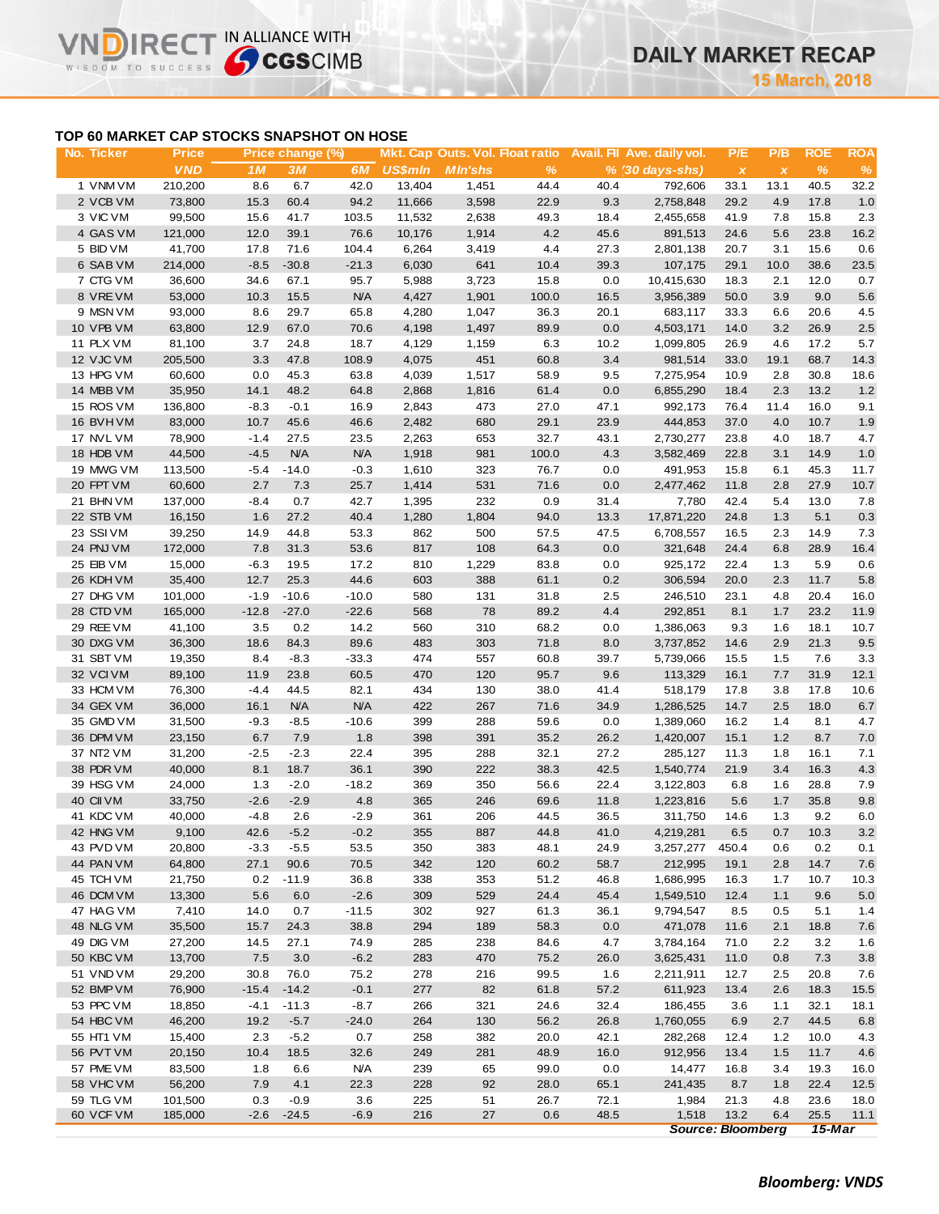# DAILY MARKET RECAP

**15 March, 2018**

## TOP 60 MARKET CAP STOCKS SNAPSHOT ON HOSE

| No. | Ticker | Price | Price change (%) | | | Mkt. Cap | Outs. Vol. | Float ratio | Avail. FII | Ave. daily vol. | P/E | P/B | ROE | ROA |
|---|---|---|---|---|---|---|---|---|---|---|---|---|---|---|
| | | VND | 1M | 3M | 6M | US$mln | Mln'shs | % | % | (30 days-shs) | x | x | % | % |
| 1 | VNM VM | 210,200 | 8.6 | 6.7 | 42.0 | 13,404 | 1,451 | 44.4 | 40.4 | 792,606 | 33.1 | 13.1 | 40.5 | 32.2 |
| 2 | VCB VM | 73,800 | 15.3 | 60.4 | 94.2 | 11,666 | 3,598 | 22.9 | 9.3 | 2,758,848 | 29.2 | 4.9 | 17.8 | 1.0 |
| 3 | VIC VM | 99,500 | 15.6 | 41.7 | 103.5 | 11,532 | 2,638 | 49.3 | 18.4 | 2,455,658 | 41.9 | 7.8 | 15.8 | 2.3 |
| 4 | GAS VM | 121,000 | 12.0 | 39.1 | 76.6 | 10,176 | 1,914 | 4.2 | 45.6 | 891,513 | 24.6 | 5.6 | 23.8 | 16.2 |
| 5 | BID VM | 41,700 | 17.8 | 71.6 | 104.4 | 6,264 | 3,419 | 4.4 | 27.3 | 2,801,138 | 20.7 | 3.1 | 15.6 | 0.6 |
| 6 | SAB VM | 214,000 | -8.5 | -30.8 | -21.3 | 6,030 | 641 | 10.4 | 39.3 | 107,175 | 29.1 | 10.0 | 38.6 | 23.5 |
| 7 | CTG VM | 36,600 | 34.6 | 67.1 | 95.7 | 5,988 | 3,723 | 15.8 | 0.0 | 10,415,630 | 18.3 | 2.1 | 12.0 | 0.7 |
| 8 | VRE VM | 53,000 | 10.3 | 15.5 | N/A | 4,427 | 1,901 | 100.0 | 16.5 | 3,956,389 | 50.0 | 3.9 | 9.0 | 5.6 |
| 9 | MSN VM | 93,000 | 8.6 | 29.7 | 65.8 | 4,280 | 1,047 | 36.3 | 20.1 | 683,117 | 33.3 | 6.6 | 20.6 | 4.5 |
| 10 | VPB VM | 63,800 | 12.9 | 67.0 | 70.6 | 4,198 | 1,497 | 89.9 | 0.0 | 4,503,171 | 14.0 | 3.2 | 26.9 | 2.5 |
| 11 | PLX VM | 81,100 | 3.7 | 24.8 | 18.7 | 4,129 | 1,159 | 6.3 | 10.2 | 1,099,805 | 26.9 | 4.6 | 17.2 | 5.7 |
| 12 | VJC VM | 205,500 | 3.3 | 47.8 | 108.9 | 4,075 | 451 | 60.8 | 3.4 | 981,514 | 33.0 | 19.1 | 68.7 | 14.3 |
| 13 | HPG VM | 60,600 | 0.0 | 45.3 | 63.8 | 4,039 | 1,517 | 58.9 | 9.5 | 7,275,954 | 10.9 | 2.8 | 30.8 | 18.6 |
| 14 | MBB VM | 35,950 | 14.1 | 48.2 | 64.8 | 2,868 | 1,816 | 61.4 | 0.0 | 6,855,290 | 18.4 | 2.3 | 13.2 | 1.2 |
| 15 | ROS VM | 136,800 | -8.3 | -0.1 | 16.9 | 2,843 | 473 | 27.0 | 47.1 | 992,173 | 76.4 | 11.4 | 16.0 | 9.1 |
| 16 | BVH VM | 83,000 | 10.7 | 45.6 | 46.6 | 2,482 | 680 | 29.1 | 23.9 | 444,853 | 37.0 | 4.0 | 10.7 | 1.9 |
| 17 | NVL VM | 78,900 | -1.4 | 27.5 | 23.5 | 2,263 | 653 | 32.7 | 43.1 | 2,730,277 | 23.8 | 4.0 | 18.7 | 4.7 |
| 18 | HDB VM | 44,500 | -4.5 | N/A | N/A | 1,918 | 981 | 100.0 | 4.3 | 3,582,469 | 22.8 | 3.1 | 14.9 | 1.0 |
| 19 | MWG VM | 113,500 | -5.4 | -14.0 | -0.3 | 1,610 | 323 | 76.7 | 0.0 | 491,953 | 15.8 | 6.1 | 45.3 | 11.7 |
| 20 | FPT VM | 60,600 | 2.7 | 7.3 | 25.7 | 1,414 | 531 | 71.6 | 0.0 | 2,477,462 | 11.8 | 2.8 | 27.9 | 10.7 |
| 21 | BHN VM | 137,000 | -8.4 | 0.7 | 42.7 | 1,395 | 232 | 0.9 | 31.4 | 7,780 | 42.4 | 5.4 | 13.0 | 7.8 |
| 22 | STB VM | 16,150 | 1.6 | 27.2 | 40.4 | 1,280 | 1,804 | 94.0 | 13.3 | 17,871,220 | 24.8 | 1.3 | 5.1 | 0.3 |
| 23 | SSI VM | 39,250 | 14.9 | 44.8 | 53.3 | 862 | 500 | 57.5 | 47.5 | 6,708,557 | 16.5 | 2.3 | 14.9 | 7.3 |
| 24 | PNJ VM | 172,000 | 7.8 | 31.3 | 53.6 | 817 | 108 | 64.3 | 0.0 | 321,648 | 24.4 | 6.8 | 28.9 | 16.4 |
| 25 | EIB VM | 15,000 | -6.3 | 19.5 | 17.2 | 810 | 1,229 | 83.8 | 0.0 | 925,172 | 22.4 | 1.3 | 5.9 | 0.6 |
| 26 | KDH VM | 35,400 | 12.7 | 25.3 | 44.6 | 603 | 388 | 61.1 | 0.2 | 306,594 | 20.0 | 2.3 | 11.7 | 5.8 |
| 27 | DHG VM | 101,000 | -1.9 | -10.6 | -10.0 | 580 | 131 | 31.8 | 2.5 | 246,510 | 23.1 | 4.8 | 20.4 | 16.0 |
| 28 | CTD VM | 165,000 | -12.8 | -27.0 | -22.6 | 568 | 78 | 89.2 | 4.4 | 292,851 | 8.1 | 1.7 | 23.2 | 11.9 |
| 29 | REE VM | 41,100 | 3.5 | 0.2 | 14.2 | 560 | 310 | 68.2 | 0.0 | 1,386,063 | 9.3 | 1.6 | 18.1 | 10.7 |
| 30 | DXG VM | 36,300 | 18.6 | 84.3 | 89.6 | 483 | 303 | 71.8 | 8.0 | 3,737,852 | 14.6 | 2.9 | 21.3 | 9.5 |
| 31 | SBT VM | 19,350 | 8.4 | -8.3 | -33.3 | 474 | 557 | 60.8 | 39.7 | 5,739,066 | 15.5 | 1.5 | 7.6 | 3.3 |
| 32 | VCI VM | 89,100 | 11.9 | 23.8 | 60.5 | 470 | 120 | 95.7 | 9.6 | 113,329 | 16.1 | 7.7 | 31.9 | 12.1 |
| 33 | HCM VM | 76,300 | -4.4 | 44.5 | 82.1 | 434 | 130 | 38.0 | 41.4 | 518,179 | 17.8 | 3.8 | 17.8 | 10.6 |
| 34 | GEX VM | 36,000 | 16.1 | N/A | N/A | 422 | 267 | 71.6 | 34.9 | 1,286,525 | 14.7 | 2.5 | 18.0 | 6.7 |
| 35 | GMD VM | 31,500 | -9.3 | -8.5 | -10.6 | 399 | 288 | 59.6 | 0.0 | 1,389,060 | 16.2 | 1.4 | 8.1 | 4.7 |
| 36 | DPM VM | 23,150 | 6.7 | 7.9 | 1.8 | 398 | 391 | 35.2 | 26.2 | 1,420,007 | 15.1 | 1.2 | 8.7 | 7.0 |
| 37 | NT2 VM | 31,200 | -2.5 | -2.3 | 22.4 | 395 | 288 | 32.1 | 27.2 | 285,127 | 11.3 | 1.8 | 16.1 | 7.1 |
| 38 | PDR VM | 40,000 | 8.1 | 18.7 | 36.1 | 390 | 222 | 38.3 | 42.5 | 1,540,774 | 21.9 | 3.4 | 16.3 | 4.3 |
| 39 | HSG VM | 24,000 | 1.3 | -2.0 | -18.2 | 369 | 350 | 56.6 | 22.4 | 3,122,803 | 6.8 | 1.6 | 28.8 | 7.9 |
| 40 | CII VM | 33,750 | -2.6 | -2.9 | 4.8 | 365 | 246 | 69.6 | 11.8 | 1,223,816 | 5.6 | 1.7 | 35.8 | 9.8 |
| 41 | KDC VM | 40,000 | -4.8 | 2.6 | -2.9 | 361 | 206 | 44.5 | 36.5 | 311,750 | 14.6 | 1.3 | 9.2 | 6.0 |
| 42 | HNG VM | 9,100 | 42.6 | -5.2 | -0.2 | 355 | 887 | 44.8 | 41.0 | 4,219,281 | 6.5 | 0.7 | 10.3 | 3.2 |
| 43 | PVD VM | 20,800 | -3.3 | -5.5 | 53.5 | 350 | 383 | 48.1 | 24.9 | 3,257,277 | 450.4 | 0.6 | 0.2 | 0.1 |
| 44 | PAN VM | 64,800 | 27.1 | 90.6 | 70.5 | 342 | 120 | 60.2 | 58.7 | 212,995 | 19.1 | 2.8 | 14.7 | 7.6 |
| 45 | TCH VM | 21,750 | 0.2 | -11.9 | 36.8 | 338 | 353 | 51.2 | 46.8 | 1,686,995 | 16.3 | 1.7 | 10.7 | 10.3 |
| 46 | DCM VM | 13,300 | 5.6 | 6.0 | -2.6 | 309 | 529 | 24.4 | 45.4 | 1,549,510 | 12.4 | 1.1 | 9.6 | 5.0 |
| 47 | HAG VM | 7,410 | 14.0 | 0.7 | -11.5 | 302 | 927 | 61.3 | 36.1 | 9,794,547 | 8.5 | 0.5 | 5.1 | 1.4 |
| 48 | NLG VM | 35,500 | 15.7 | 24.3 | 38.8 | 294 | 189 | 58.3 | 0.0 | 471,078 | 11.6 | 2.1 | 18.8 | 7.6 |
| 49 | DIG VM | 27,200 | 14.5 | 27.1 | 74.9 | 285 | 238 | 84.6 | 4.7 | 3,784,164 | 71.0 | 2.2 | 3.2 | 1.6 |
| 50 | KBC VM | 13,700 | 7.5 | 3.0 | -6.2 | 283 | 470 | 75.2 | 26.0 | 3,625,431 | 11.0 | 0.8 | 7.3 | 3.8 |
| 51 | VND VM | 29,200 | 30.8 | 76.0 | 75.2 | 278 | 216 | 99.5 | 1.6 | 2,211,911 | 12.7 | 2.5 | 20.8 | 7.6 |
| 52 | BMP VM | 76,900 | -15.4 | -14.2 | -0.1 | 277 | 82 | 61.8 | 57.2 | 611,923 | 13.4 | 2.6 | 18.3 | 15.5 |
| 53 | PPC VM | 18,850 | -4.1 | -11.3 | -8.7 | 266 | 321 | 24.6 | 32.4 | 186,455 | 3.6 | 1.1 | 32.1 | 18.1 |
| 54 | HBC VM | 46,200 | 19.2 | -5.7 | -24.0 | 264 | 130 | 56.2 | 26.8 | 1,760,055 | 6.9 | 2.7 | 44.5 | 6.8 |
| 55 | HT1 VM | 15,400 | 2.3 | -5.2 | 0.7 | 258 | 382 | 20.0 | 42.1 | 282,268 | 12.4 | 1.2 | 10.0 | 4.3 |
| 56 | PVT VM | 20,150 | 10.4 | 18.5 | 32.6 | 249 | 281 | 48.9 | 16.0 | 912,956 | 13.4 | 1.5 | 11.7 | 4.6 |
| 57 | PME VM | 83,500 | 1.8 | 6.6 | N/A | 239 | 65 | 99.0 | 0.0 | 14,477 | 16.8 | 3.4 | 19.3 | 16.0 |
| 58 | VHC VM | 56,200 | 7.9 | 4.1 | 22.3 | 228 | 92 | 28.0 | 65.1 | 241,435 | 8.7 | 1.8 | 22.4 | 12.5 |
| 59 | TLG VM | 101,500 | 0.3 | -0.9 | 3.6 | 225 | 51 | 26.7 | 72.1 | 1,984 | 21.3 | 4.8 | 23.6 | 18.0 |
| 60 | VCF VM | 185,000 | -2.6 | -24.5 | -6.9 | 216 | 27 | 0.6 | 48.5 | 1,518 | 13.2 | 6.4 | 25.5 | 11.1 |

*Source: Bloomberg* *15-Mar*

*Bloomberg: VNDS*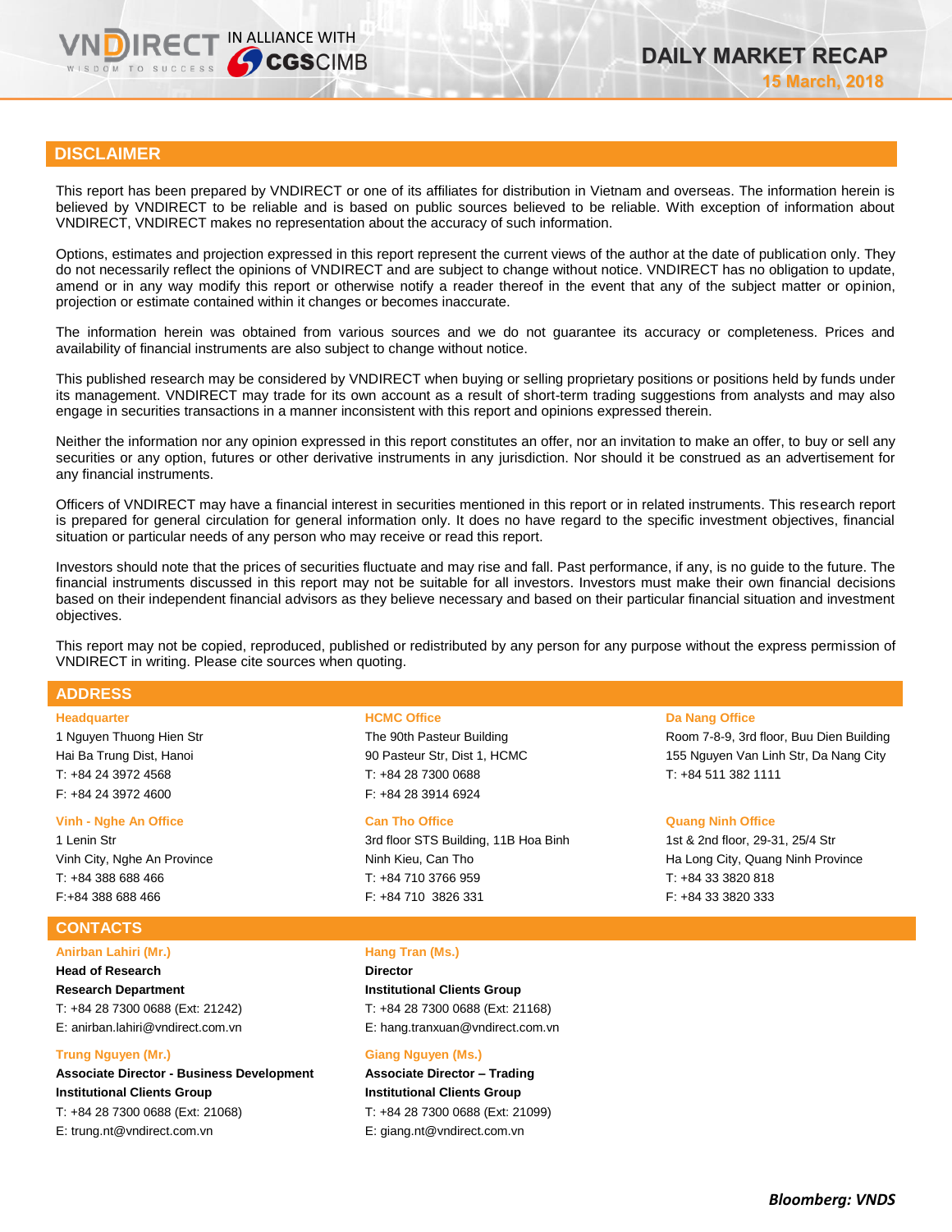## DISCLAIMER

This report has been prepared by VNDIRECT or one of its affiliates for distribution in Vietnam and overseas. The information herein is believed by VNDIRECT to be reliable and is based on public sources believed to be reliable. With exception of information about VNDIRECT, VNDIRECT makes no representation about the accuracy of such information.

Options, estimates and projection expressed in this report represent the current views of the author at the date of publication only. They do not necessarily reflect the opinions of VNDIRECT and are subject to change without notice. VNDIRECT has no obligation to update, amend or in any way modify this report or otherwise notify a reader thereof in the event that any of the subject matter or opinion, projection or estimate contained within it changes or becomes inaccurate.

The information herein was obtained from various sources and we do not guarantee its accuracy or completeness. Prices and availability of financial instruments are also subject to change without notice.

This published research may be considered by VNDIRECT when buying or selling proprietary positions or positions held by funds under its management. VNDIRECT may trade for its own account as a result of short-term trading suggestions from analysts and may also engage in securities transactions in a manner inconsistent with this report and opinions expressed therein.

Neither the information nor any opinion expressed in this report constitutes an offer, nor an invitation to make an offer, to buy or sell any securities or any option, futures or other derivative instruments in any jurisdiction. Nor should it be construed as an advertisement for any financial instruments.

Officers of VNDIRECT may have a financial interest in securities mentioned in this report or in related instruments. This research report is prepared for general circulation for general information only. It does no have regard to the specific investment objectives, financial situation or particular needs of any person who may receive or read this report.

Investors should note that the prices of securities fluctuate and may rise and fall. Past performance, if any, is no guide to the future. The financial instruments discussed in this report may not be suitable for all investors. Investors must make their own financial decisions based on their independent financial advisors as they believe necessary and based on their particular financial situation and investment objectives.

This report may not be copied, reproduced, published or redistributed by any person for any purpose without the express permission of VNDIRECT in writing. Please cite sources when quoting.

## ADDRESS

**Headquarter**
1 Nguyen Thuong Hien Str
Hai Ba Trung Dist, Hanoi
T: +84 24 3972 4568
F: +84 24 3972 4600

**HCMC Office**
The 90th Pasteur Building
90 Pasteur Str, Dist 1, HCMC
T: +84 28 7300 0688
F: +84 28 3914 6924

**Da Nang Office**
Room 7-8-9, 3rd floor, Buu Dien Building
155 Nguyen Van Linh Str, Da Nang City
T: +84 511 382 1111

**Vinh - Nghe An Office**
1 Lenin Str
Vinh City, Nghe An Province
T: +84 388 688 466
F:+84 388 688 466

**Can Tho Office**
3rd floor STS Building, 11B Hoa Binh
Ninh Kieu, Can Tho
T: +84 710 3766 959
F: +84 710 3826 331

**Quang Ninh Office**
1st & 2nd floor, 29-31, 25/4 Str
Ha Long City, Quang Ninh Province
T: +84 33 3820 818
F: +84 33 3820 333

## CONTACTS

**Anirban Lahiri (Mr.)**
**Head of Research**
**Research Department**
T: +84 28 7300 0688 (Ext: 21242)
E: anirban.lahiri@vndirect.com.vn

**Hang Tran (Ms.)**
**Director**
**Institutional Clients Group**
T: +84 28 7300 0688 (Ext: 21168)
E: hang.tranxuan@vndirect.com.vn

**Trung Nguyen (Mr.)**
**Associate Director - Business Development**
**Institutional Clients Group**
T: +84 28 7300 0688 (Ext: 21068)
E: trung.nt@vndirect.com.vn

**Giang Nguyen (Ms.)**
**Associate Director – Trading**
**Institutional Clients Group**
T: +84 28 7300 0688 (Ext: 21099)
E: giang.nt@vndirect.com.vn

***Bloomberg: VNDS***